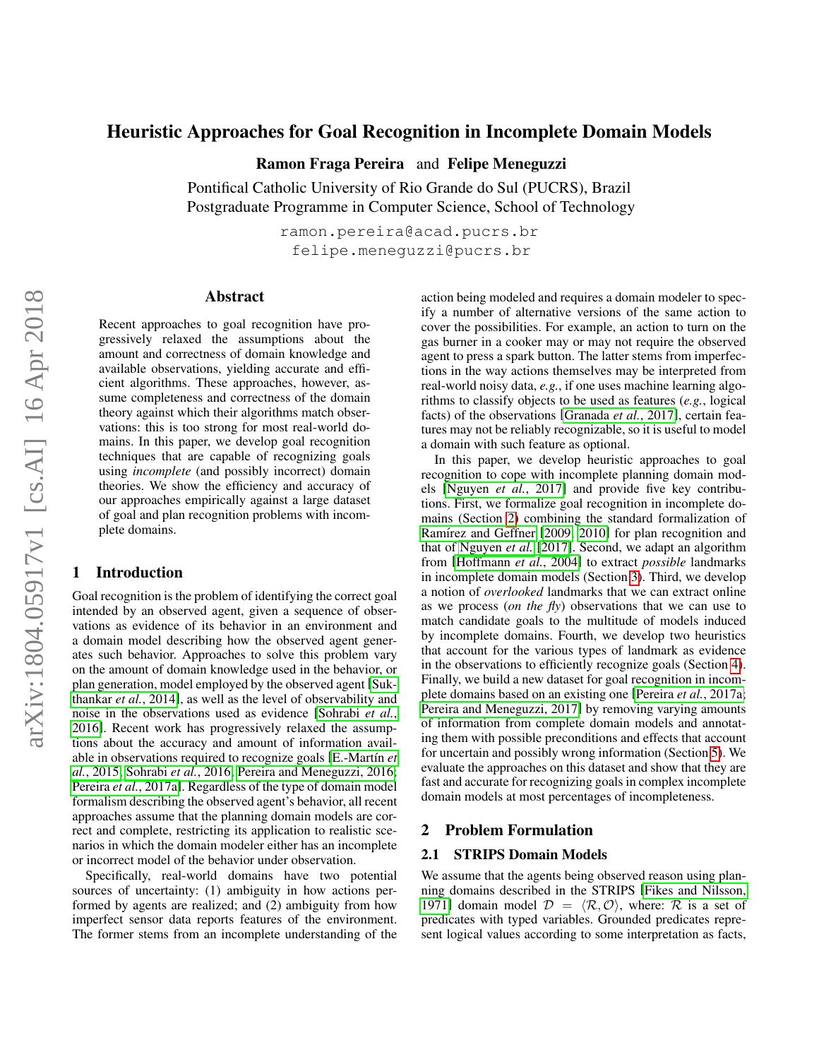# Heuristic Approaches for Goal Recognition in Incomplete Domain Models

**Ramon Fraga Pereira** and **Felipe Meneguzzi**

Pontifical Catholic University of Rio Grande do Sul (PUCRS), Brazil
Postgraduate Programme in Computer Science, School of Technology

ramon.pereira@acad.pucrs.br
felipe.meneguzzi@pucrs.br

## Abstract

Recent approaches to goal recognition have progressively relaxed the assumptions about the amount and correctness of domain knowledge and available observations, yielding accurate and efficient algorithms. These approaches, however, assume completeness and correctness of the domain theory against which their algorithms match observations: this is too strong for most real-world domains. In this paper, we develop goal recognition techniques that are capable of recognizing goals using *incomplete* (and possibly incorrect) domain theories. We show the efficiency and accuracy of our approaches empirically against a large dataset of goal and plan recognition problems with incomplete domains.

## 1 Introduction

Goal recognition is the problem of identifying the correct goal intended by an observed agent, given a sequence of observations as evidence of its behavior in an environment and a domain model describing how the observed agent generates such behavior. Approaches to solve this problem vary on the amount of domain knowledge used in the behavior, or plan generation, model employed by the observed agent [Sukthankar *et al.*, 2014], as well as the level of observability and noise in the observations used as evidence [Sohrabi *et al.*, 2016]. Recent work has progressively relaxed the assumptions about the accuracy and amount of information available in observations required to recognize goals [E.-Martín *et al.*, 2015; Sohrabi *et al.*, 2016; Pereira and Meneguzzi, 2016; Pereira *et al.*, 2017a]. Regardless of the type of domain model formalism describing the observed agent's behavior, all recent approaches assume that the planning domain models are correct and complete, restricting its application to realistic scenarios in which the domain modeler either has an incomplete or incorrect model of the behavior under observation.

Specifically, real-world domains have two potential sources of uncertainty: (1) ambiguity in how actions performed by agents are realized; and (2) ambiguity from how imperfect sensor data reports features of the environment. The former stems from an incomplete understanding of the action being modeled and requires a domain modeler to specify a number of alternative versions of the same action to cover the possibilities. For example, an action to turn on the gas burner in a cooker may or may not require the observed agent to press a spark button. The latter stems from imperfections in the way actions themselves may be interpreted from real-world noisy data, *e.g.*, if one uses machine learning algorithms to classify objects to be used as features (*e.g.*, logical facts) of the observations [Granada *et al.*, 2017], certain features may not be reliably recognizable, so it is useful to model a domain with such feature as optional.

In this paper, we develop heuristic approaches to goal recognition to cope with incomplete planning domain models [Nguyen *et al.*, 2017] and provide five key contributions. First, we formalize goal recognition in incomplete domains (Section 2) combining the standard formalization of Ramírez and Geffner [2009; 2010] for plan recognition and that of Nguyen *et al.* [2017]. Second, we adapt an algorithm from [Hoffmann *et al.*, 2004] to extract *possible* landmarks in incomplete domain models (Section 3). Third, we develop a notion of *overlooked* landmarks that we can extract online as we process (*on the fly*) observations that we can use to match candidate goals to the multitude of models induced by incomplete domains. Fourth, we develop two heuristics that account for the various types of landmark as evidence in the observations to efficiently recognize goals (Section 4). Finally, we build a new dataset for goal recognition in incomplete domains based on an existing one [Pereira *et al.*, 2017a; Pereira and Meneguzzi, 2017] by removing varying amounts of information from complete domain models and annotating them with possible preconditions and effects that account for uncertain and possibly wrong information (Section 5). We evaluate the approaches on this dataset and show that they are fast and accurate for recognizing goals in complex incomplete domain models at most percentages of incompleteness.

## 2 Problem Formulation

### 2.1 STRIPS Domain Models

We assume that the agents being observed reason using planning domains described in the STRIPS [Fikes and Nilsson, 1971] domain model $\mathcal{D} = \langle \mathcal{R}, \mathcal{O} \rangle$, where: $\mathcal{R}$ is a set of predicates with typed variables. Grounded predicates represent logical values according to some interpretation as facts,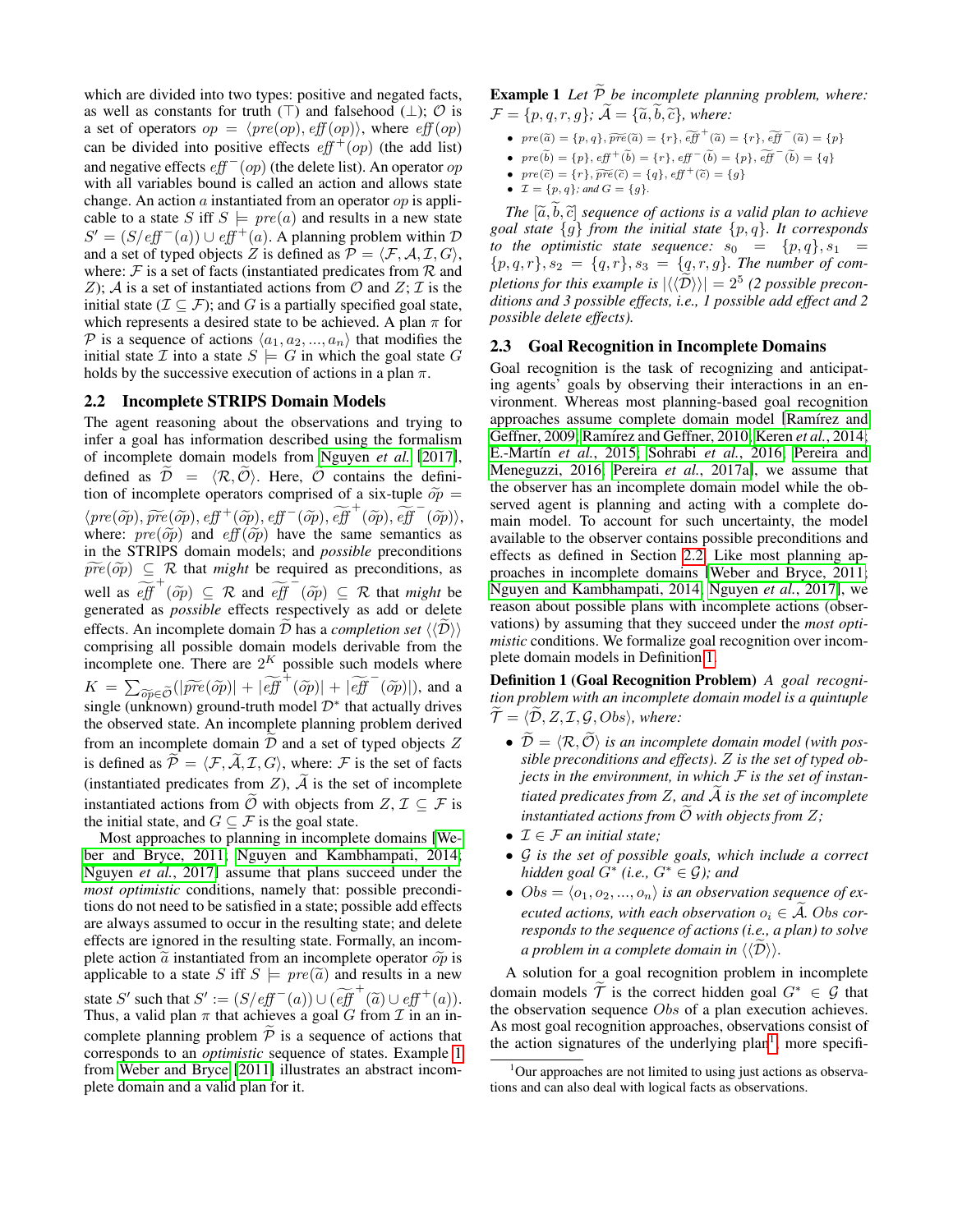which are divided into two types: positive and negated facts, as well as constants for truth ($\top$) and falsehood ($\bot$); $\mathcal{O}$ is a set of operators $op = \langle pre(op), \mathit{eff}(op) \rangle$, where $\mathit{eff}(op)$ can be divided into positive effects $\mathit{eff}^+(op)$ (the add list) and negative effects $\mathit{eff}^-(op)$ (the delete list). An operator $op$ with all variables bound is called an action and allows state change. An action $a$ instantiated from an operator $op$ is applicable to a state $S$ iff $S \models pre(a)$ and results in a new state $S' = (S / \mathit{eff}^-(a)) \cup \mathit{eff}^+(a)$. A planning problem within $\mathcal{D}$ and a set of typed objects $Z$ is defined as $\mathcal{P} = \langle \mathcal{F}, \mathcal{A}, \mathcal{I}, G \rangle$, where: $\mathcal{F}$ is a set of facts (instantiated predicates from $\mathcal{R}$ and $Z$); $\mathcal{A}$ is a set of instantiated actions from $\mathcal{O}$ and $Z$; $\mathcal{I}$ is the initial state ($\mathcal{I} \subseteq \mathcal{F}$); and $G$ is a partially specified goal state, which represents a desired state to be achieved. A plan $\pi$ for $\mathcal{P}$ is a sequence of actions $\langle a_1, a_2, ..., a_n \rangle$ that modifies the initial state $\mathcal{I}$ into a state $S \models G$ in which the goal state $G$ holds by the successive execution of actions in a plan $\pi$.

## 2.2 Incomplete STRIPS Domain Models

The agent reasoning about the observations and trying to infer a goal has information described using the formalism of incomplete domain models from Nguyen *et al.* [2017], defined as $\widetilde{\mathcal{D}} = \langle \mathcal{R}, \widetilde{\mathcal{O}} \rangle$. Here, $\widetilde{\mathcal{O}}$ contains the definition of incomplete operators comprised of a six-tuple $\widetilde{op} = \langle pre(\widetilde{op}), \widetilde{pre}(\widetilde{op}), \mathit{eff}^+(\widetilde{op}), \mathit{eff}^-(\widetilde{op}), \widetilde{\mathit{eff}}^+(\widetilde{op}), \widetilde{\mathit{eff}}^-(\widetilde{op}) \rangle$, where: $pre(\widetilde{op})$ and $\mathit{eff}(\widetilde{op})$ have the same semantics as in the STRIPS domain models; and *possible* preconditions $\widetilde{pre}(\widetilde{op}) \subseteq \mathcal{R}$ that *might* be required as preconditions, as well as $\widetilde{\mathit{eff}}^+(\widetilde{op}) \subseteq \mathcal{R}$ and $\widetilde{\mathit{eff}}^-(\widetilde{op}) \subseteq \mathcal{R}$ that *might* be generated as *possible* effects respectively as add or delete effects. An incomplete domain $\widetilde{\mathcal{D}}$ has a *completion set* $\langle\langle \widetilde{\mathcal{D}} \rangle\rangle$ comprising all possible domain models derivable from the incomplete one. There are $2^K$ possible such models where $K = \sum_{\widetilde{op} \in \widetilde{\mathcal{O}}} (|\widetilde{pre}(\widetilde{op})| + |\widetilde{\mathit{eff}}^+(\widetilde{op})| + |\widetilde{\mathit{eff}}^-(\widetilde{op})|)$, and a single (unknown) ground-truth model $\mathcal{D}^*$ that actually drives the observed state. An incomplete planning problem derived from an incomplete domain $\widetilde{\mathcal{D}}$ and a set of typed objects $Z$ is defined as $\widetilde{\mathcal{P}} = \langle \mathcal{F}, \widetilde{\mathcal{A}}, \mathcal{I}, G \rangle$, where: $\mathcal{F}$ is the set of facts (instantiated predicates from $Z$), $\widetilde{\mathcal{A}}$ is the set of incomplete instantiated actions from $\widetilde{\mathcal{O}}$ with objects from $Z$, $\mathcal{I} \subseteq \mathcal{F}$ is the initial state, and $G \subseteq \mathcal{F}$ is the goal state.

Most approaches to planning in incomplete domains [Weber and Bryce, 2011; Nguyen and Kambhampati, 2014; Nguyen *et al.*, 2017] assume that plans succeed under the *most optimistic* conditions, namely that: possible preconditions do not need to be satisfied in a state; possible add effects are always assumed to occur in the resulting state; and delete effects are ignored in the resulting state. Formally, an incomplete action $\widetilde{a}$ instantiated from an incomplete operator $\widetilde{op}$ is applicable to a state $S$ iff $S \models pre(\widetilde{a})$ and results in a new state $S'$ such that $S' := (S / \mathit{eff}^-(a)) \cup (\widetilde{\mathit{eff}}^+(\widetilde{a}) \cup \mathit{eff}^+(a))$. Thus, a valid plan $\pi$ that achieves a goal $G$ from $\mathcal{I}$ in an incomplete planning problem $\widetilde{\mathcal{P}}$ is a sequence of actions that corresponds to an *optimistic* sequence of states. Example 1 from Weber and Bryce [2011] illustrates an abstract incomplete domain and a valid plan for it.

**Example 1** *Let $\widetilde{\mathcal{P}}$ be incomplete planning problem, where: $\mathcal{F} = \{p, q, r, g\}$; $\widetilde{\mathcal{A}} = \{\widetilde{a}, \widetilde{b}, \widetilde{c}\}$, where:*

- $pre(\widetilde{a}) = \{p, q\}$, $\widetilde{pre}(\widetilde{a}) = \{r\}$, $\widetilde{\mathit{eff}}^+(\widetilde{a}) = \{r\}$, $\widetilde{\mathit{eff}}^-(\widetilde{a}) = \{p\}$
- $pre(\widetilde{b}) = \{p\}$, $\mathit{eff}^+(\widetilde{b}) = \{r\}$, $\mathit{eff}^-(\widetilde{b}) = \{p\}$, $\widetilde{\mathit{eff}}^-(\widetilde{b}) = \{q\}$
- $pre(\widetilde{c}) = \{r\}$, $\widetilde{pre}(\widetilde{c}) = \{q\}$, $\mathit{eff}^+(\widetilde{c}) = \{g\}$
- $\mathcal{I} = \{p, q\}$*; and* $G = \{g\}$.

*The $[\widetilde{a}, \widetilde{b}, \widetilde{c}]$ sequence of actions is a valid plan to achieve goal state $\{g\}$ from the initial state $\{p, q\}$. It corresponds to the optimistic state sequence: $s_0 = \{p, q\}, s_1 = \{p, q, r\}, s_2 = \{q, r\}, s_3 = \{q, r, g\}$. The number of completions for this example is $|\langle\langle \widetilde{\mathcal{D}} \rangle\rangle| = 2^5$ (2 possible preconditions and 3 possible effects, i.e., 1 possible add effect and 2 possible delete effects).*

## 2.3 Goal Recognition in Incomplete Domains

Goal recognition is the task of recognizing and anticipating agents' goals by observing their interactions in an environment. Whereas most planning-based goal recognition approaches assume complete domain model [Ramírez and Geffner, 2009; Ramírez and Geffner, 2010; Keren *et al.*, 2014; E.-Martín *et al.*, 2015; Sohrabi *et al.*, 2016; Pereira and Meneguzzi, 2016; Pereira *et al.*, 2017a], we assume that the observer has an incomplete domain model while the observed agent is planning and acting with a complete domain model. To account for such uncertainty, the model available to the observer contains possible preconditions and effects as defined in Section 2.2. Like most planning approaches in incomplete domains [Weber and Bryce, 2011; Nguyen and Kambhampati, 2014; Nguyen *et al.*, 2017], we reason about possible plans with incomplete actions (observations) by assuming that they succeed under the *most optimistic* conditions. We formalize goal recognition over incomplete domain models in Definition 1.

**Definition 1 (Goal Recognition Problem)** *A goal recognition problem with an incomplete domain model is a quintuple $\widetilde{\mathcal{T}} = \langle \widetilde{\mathcal{D}}, Z, \mathcal{I}, \mathcal{G}, Obs \rangle$, where:*

- *$\widetilde{\mathcal{D}} = \langle \mathcal{R}, \widetilde{\mathcal{O}} \rangle$ is an incomplete domain model (with possible preconditions and effects). $Z$ is the set of typed objects in the environment, in which $\mathcal{F}$ is the set of instantiated predicates from $Z$, and $\widetilde{\mathcal{A}}$ is the set of incomplete instantiated actions from $\widetilde{\mathcal{O}}$ with objects from $Z$;*
- *$\mathcal{I} \in \mathcal{F}$ an initial state;*
- *$\mathcal{G}$ is the set of possible goals, which include a correct hidden goal $G^*$ (i.e., $G^* \in \mathcal{G}$); and*
- *$Obs = \langle o_1, o_2, ..., o_n \rangle$ is an observation sequence of executed actions, with each observation $o_i \in \widetilde{\mathcal{A}}$. $Obs$ corresponds to the sequence of actions (i.e., a plan) to solve a problem in a complete domain in $\langle\langle \widetilde{\mathcal{D}} \rangle\rangle$.*

A solution for a goal recognition problem in incomplete domain models $\widetilde{\mathcal{T}}$ is the correct hidden goal $G^* \in \mathcal{G}$ that the observation sequence $Obs$ of a plan execution achieves. As most goal recognition approaches, observations consist of the action signatures of the underlying plan[1], more specifi-

[1] Our approaches are not limited to using just actions as observations and can also deal with logical facts as observations.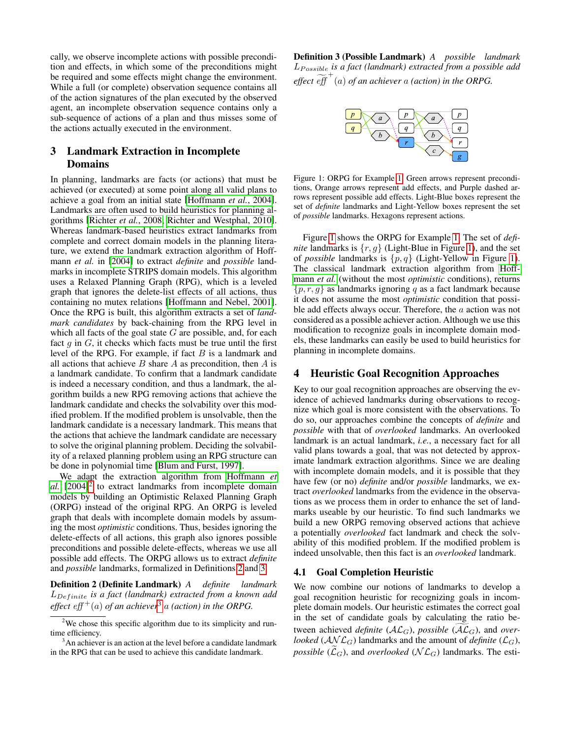cally, we observe incomplete actions with possible precondition and effects, in which some of the preconditions might be required and some effects might change the environment. While a full (or complete) observation sequence contains all of the action signatures of the plan executed by the observed agent, an incomplete observation sequence contains only a sub-sequence of actions of a plan and thus misses some of the actions actually executed in the environment.

## 3 Landmark Extraction in Incomplete Domains

In planning, landmarks are facts (or actions) that must be achieved (or executed) at some point along all valid plans to achieve a goal from an initial state [Hoffmann *et al.*, 2004]. Landmarks are often used to build heuristics for planning algorithms [Richter *et al.*, 2008; Richter and Westphal, 2010]. Whereas landmark-based heuristics extract landmarks from complete and correct domain models in the planning literature, we extend the landmark extraction algorithm of Hoffmann *et al.* in [2004] to extract *definite* and *possible* landmarks in incomplete STRIPS domain models. This algorithm uses a Relaxed Planning Graph (RPG), which is a leveled graph that ignores the delete-list effects of all actions, thus containing no mutex relations [Hoffmann and Nebel, 2001]. Once the RPG is built, this algorithm extracts a set of *landmark candidates* by back-chaining from the RPG level in which all facts of the goal state $G$ are possible, and, for each fact $g$ in $G$, it checks which facts must be true until the first level of the RPG. For example, if fact $B$ is a landmark and all actions that achieve $B$ share $A$ as precondition, then $A$ is a landmark candidate. To confirm that a landmark candidate is indeed a necessary condition, and thus a landmark, the algorithm builds a new RPG removing actions that achieve the landmark candidate and checks the solvability over this modified problem. If the modified problem is unsolvable, then the landmark candidate is a necessary landmark. This means that the actions that achieve the landmark candidate are necessary to solve the original planning problem. Deciding the solvability of a relaxed planning problem using an RPG structure can be done in polynomial time [Blum and Furst, 1997].

We adapt the extraction algorithm from Hoffmann *et al.* [2004][2] to extract landmarks from incomplete domain models by building an Optimistic Relaxed Planning Graph (ORPG) instead of the original RPG. An ORPG is leveled graph that deals with incomplete domain models by assuming the most *optimistic* conditions. Thus, besides ignoring the delete-effects of all actions, this graph also ignores possible preconditions and possible delete-effects, whereas we use all possible add effects. The ORPG allows us to extract *definite* and *possible* landmarks, formalized in Definitions 2 and 3.

**Definition 2 (Definite Landmark)** *A definite landmark $L_{Definite}$ is a fact (landmark) extracted from a known add effect $eff^{+}(a)$ of an achiever*[3] *$a$ (action) in the ORPG.*

[2] We chose this specific algorithm due to its simplicity and runtime efficiency.

[3] An achiever is an action at the level before a candidate landmark in the RPG that can be used to achieve this candidate landmark.

**Definition 3 (Possible Landmark)** *A possible landmark $L_{Possible}$ is a fact (landmark) extracted from a possible add effect $\widetilde{eff}^{+}(a)$ of an achiever $a$ (action) in the ORPG.*

Figure 1: ORPG for Example 1. Green arrows represent preconditions, Orange arrows represent add effects, and Purple dashed arrows represent possible add effects. Light-Blue boxes represent the set of *definite* landmarks and Light-Yellow boxes represent the set of *possible* landmarks. Hexagons represent actions.

Figure 1 shows the ORPG for Example 1. The set of *definite* landmarks is $\{r, g\}$ (Light-Blue in Figure 1), and the set of *possible* landmarks is $\{p, q\}$ (Light-Yellow in Figure 1). The classical landmark extraction algorithm from Hoffmann *et al.* (without the most *optimistic* conditions), returns $\{p, r, g\}$ as landmarks ignoring $q$ as a fact landmark because it does not assume the most *optimistic* condition that possible add effects always occur. Therefore, the $a$ action was not considered as a possible achiever action. Although we use this modification to recognize goals in incomplete domain models, these landmarks can easily be used to build heuristics for planning in incomplete domains.

## 4 Heuristic Goal Recognition Approaches

Key to our goal recognition approaches are observing the evidence of achieved landmarks during observations to recognize which goal is more consistent with the observations. To do so, our approaches combine the concepts of *definite* and *possible* with that of *overlooked* landmarks. An overlooked landmark is an actual landmark, *i.e.*, a necessary fact for all valid plans towards a goal, that was not detected by approximate landmark extraction algorithms. Since we are dealing with incomplete domain models, and it is possible that they have few (or no) *definite* and/or *possible* landmarks, we extract *overlooked* landmarks from the evidence in the observations as we process them in order to enhance the set of landmarks useable by our heuristic. To find such landmarks we build a new ORPG removing observed actions that achieve a potentially *overlooked* fact landmark and check the solvability of this modified problem. If the modified problem is indeed unsolvable, then this fact is an *overlooked* landmark.

### 4.1 Goal Completion Heuristic

We now combine our notions of landmarks to develop a goal recognition heuristic for recognizing goals in incomplete domain models. Our heuristic estimates the correct goal in the set of candidate goals by calculating the ratio between achieved *definite* ($\mathcal{AL}_G$), *possible* ($\widetilde{\mathcal{AL}}_G$), and *overlooked* ($\mathcal{ANL}_G$) landmarks and the amount of *definite* ($\mathcal{L}_G$), *possible* ($\widetilde{\mathcal{L}}_G$), and *overlooked* ($\mathcal{NL}_G$) landmarks. The esti-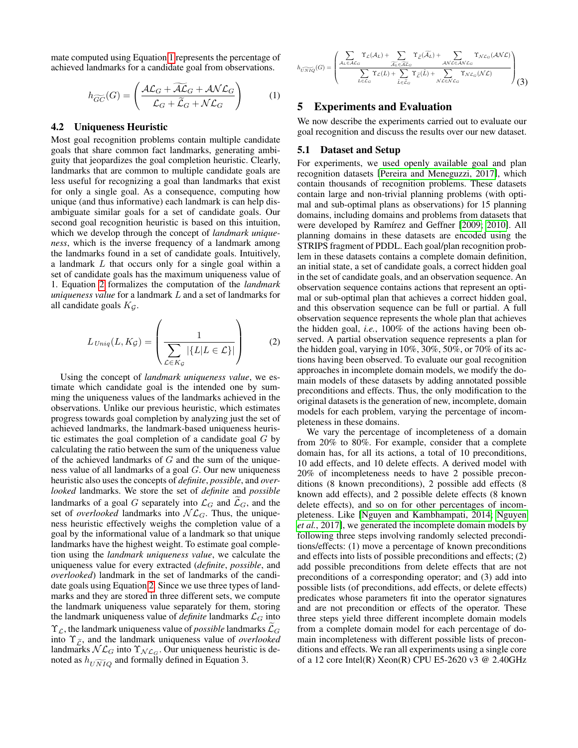mate computed using Equation 1 represents the percentage of achieved landmarks for a candidate goal from observations.

$$h_{\widetilde{GC}}(G) = \left( \frac{\mathcal{AL}_G + \widetilde{\mathcal{AL}}_G + \mathcal{ANL}_G}{\mathcal{L}_G + \widetilde{\mathcal{L}}_G + \mathcal{NL}_G} \right) \quad (1)$$

### 4.2 Uniqueness Heuristic

Most goal recognition problems contain multiple candidate goals that share common fact landmarks, generating ambiguity that jeopardizes the goal completion heuristic. Clearly, landmarks that are common to multiple candidate goals are less useful for recognizing a goal than landmarks that exist for only a single goal. As a consequence, computing how unique (and thus informative) each landmark is can help disambiguate similar goals for a set of candidate goals. Our second goal recognition heuristic is based on this intuition, which we develop through the concept of *landmark uniqueness*, which is the inverse frequency of a landmark among the landmarks found in a set of candidate goals. Intuitively, a landmark $L$ that occurs only for a single goal within a set of candidate goals has the maximum uniqueness value of 1. Equation 2 formalizes the computation of the *landmark uniqueness value* for a landmark $L$ and a set of landmarks for all candidate goals $K_{\mathcal{G}}$.

$$L_{Uniq}(L, K_{\mathcal{G}}) = \left( \frac{1}{\sum\limits_{\mathcal{L} \in K_{\mathcal{G}}} |\{L | L \in \mathcal{L}\}|} \right) \quad (2)$$

Using the concept of *landmark uniqueness value*, we estimate which candidate goal is the intended one by summing the uniqueness values of the landmarks achieved in the observations. Unlike our previous heuristic, which estimates progress towards goal completion by analyzing just the set of achieved landmarks, the landmark-based uniqueness heuristic estimates the goal completion of a candidate goal $G$ by calculating the ratio between the sum of the uniqueness value of the achieved landmarks of $G$ and the sum of the uniqueness value of all landmarks of a goal $G$. Our new uniqueness heuristic also uses the concepts of *definite*, *possible*, and *overlooked* landmarks. We store the set of *definite* and *possible* landmarks of a goal $G$ separately into $\mathcal{L}_G$ and $\widetilde{\mathcal{L}}_G$, and the set of *overlooked* landmarks into $\mathcal{NL}_G$. Thus, the uniqueness heuristic effectively weighs the completion value of a goal by the informational value of a landmark so that unique landmarks have the highest weight. To estimate goal completion using the *landmark uniqueness value*, we calculate the uniqueness value for every extracted (*definite*, *possible*, and *overlooked*) landmark in the set of landmarks of the candidate goals using Equation 2. Since we use three types of landmarks and they are stored in three different sets, we compute the landmark uniqueness value separately for them, storing the landmark uniqueness value of *definite* landmarks $\mathcal{L}_G$ into $\Upsilon_{\mathcal{L}}$, the landmark uniqueness value of *possible* landmarks $\widetilde{\mathcal{L}}_G$ into $\Upsilon_{\widetilde{\mathcal{L}}}$, and the landmark uniqueness value of *overlooked* landmarks $\mathcal{NL}_G$ into $\Upsilon_{\mathcal{NL}_G}$. Our uniqueness heuristic is denoted as $h_{\widetilde{UNIQ}}$ and formally defined in Equation 3.

$$h_{\widetilde{UNIQ}}(G) = \left( \frac{\sum\limits_{\mathcal{A}_L \in \mathcal{AL}_G} \Upsilon_{\mathcal{L}}(\mathcal{A}_L) + \sum\limits_{\widetilde{\mathcal{A}_L} \in \widetilde{\mathcal{AL}_G}} \Upsilon_{\widetilde{\mathcal{L}}}(\widetilde{\mathcal{A}_L}) + \sum\limits_{\mathcal{ANL} \in \mathcal{ANL}_G} \Upsilon_{\mathcal{NL}_G}(\mathcal{ANL})}{\sum\limits_{L \in \mathcal{L}_G} \Upsilon_{\mathcal{L}}(L) + \sum\limits_{\widetilde{L} \in \widetilde{\mathcal{L}}_G} \Upsilon_{\widetilde{\mathcal{L}}}(\widetilde{L}) + \sum\limits_{\mathcal{NL} \in \mathcal{NL}_G} \Upsilon_{\mathcal{NL}_G}(\mathcal{NL})} \right) \quad (3)$$

## 5 Experiments and Evaluation

We now describe the experiments carried out to evaluate our goal recognition and discuss the results over our new dataset.

### 5.1 Dataset and Setup

For experiments, we used openly available goal and plan recognition datasets [Pereira and Meneguzzi, 2017], which contain thousands of recognition problems. These datasets contain large and non-trivial planning problems (with optimal and sub-optimal plans as observations) for 15 planning domains, including domains and problems from datasets that were developed by Ramírez and Geffner [2009; 2010]. All planning domains in these datasets are encoded using the STRIPS fragment of PDDL. Each goal/plan recognition problem in these datasets contains a complete domain definition, an initial state, a set of candidate goals, a correct hidden goal in the set of candidate goals, and an observation sequence. An observation sequence contains actions that represent an optimal or sub-optimal plan that achieves a correct hidden goal, and this observation sequence can be full or partial. A full observation sequence represents the whole plan that achieves the hidden goal, *i.e.*, 100% of the actions having been observed. A partial observation sequence represents a plan for the hidden goal, varying in 10%, 30%, 50%, or 70% of its actions having been observed. To evaluate our goal recognition approaches in incomplete domain models, we modify the domain models of these datasets by adding annotated possible preconditions and effects. Thus, the only modification to the original datasets is the generation of new, incomplete, domain models for each problem, varying the percentage of incompleteness in these domains.

We vary the percentage of incompleteness of a domain from 20% to 80%. For example, consider that a complete domain has, for all its actions, a total of 10 preconditions, 10 add effects, and 10 delete effects. A derived model with 20% of incompleteness needs to have 2 possible preconditions (8 known preconditions), 2 possible add effects (8 known add effects), and 2 possible delete effects (8 known delete effects), and so on for other percentages of incompleteness. Like [Nguyen and Kambhampati, 2014; Nguyen *et al.*, 2017], we generated the incomplete domain models by following three steps involving randomly selected preconditions/effects: (1) move a percentage of known preconditions and effects into lists of possible preconditions and effects; (2) add possible preconditions from delete effects that are not preconditions of a corresponding operator; and (3) add into possible lists (of preconditions, add effects, or delete effects) predicates whose parameters fit into the operator signatures and are not precondition or effects of the operator. These three steps yield three different incomplete domain models from a complete domain model for each percentage of domain incompleteness with different possible lists of preconditions and effects. We ran all experiments using a single core of a 12 core Intel(R) Xeon(R) CPU E5-2620 v3 @ 2.40GHz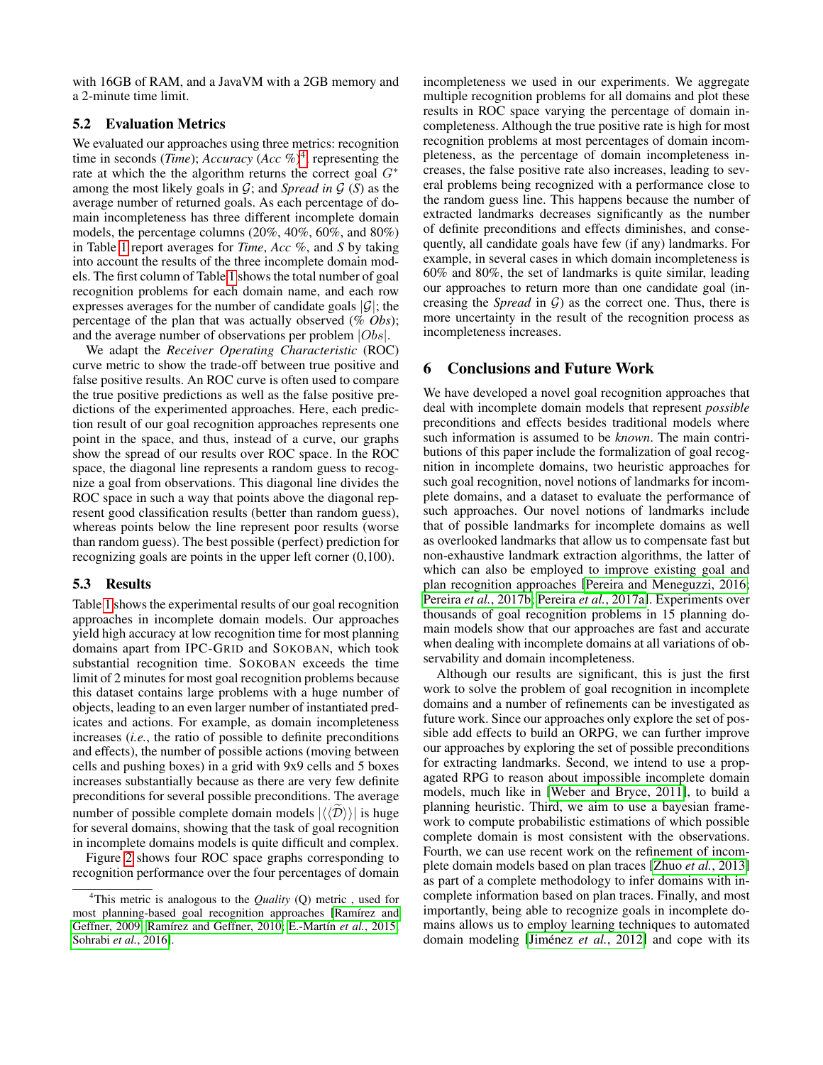with 16GB of RAM, and a JavaVM with a 2GB memory and a 2-minute time limit.

### 5.2 Evaluation Metrics

We evaluated our approaches using three metrics: recognition time in seconds (*Time*); *Accuracy* (*Acc %*)[4], representing the rate at which the the algorithm returns the correct goal $G^*$ among the most likely goals in $\mathcal{G}$; and *Spread in* $\mathcal{G}$ (*S*) as the average number of returned goals. As each percentage of domain incompleteness has three different incomplete domain models, the percentage columns (20%, 40%, 60%, and 80%) in Table 1 report averages for *Time*, *Acc %*, and *S* by taking into account the results of the three incomplete domain models. The first column of Table 1 shows the total number of goal recognition problems for each domain name, and each row expresses averages for the number of candidate goals $|\mathcal{G}|$; the percentage of the plan that was actually observed (*% Obs*); and the average number of observations per problem $|Obs|$.

We adapt the *Receiver Operating Characteristic* (ROC) curve metric to show the trade-off between true positive and false positive results. An ROC curve is often used to compare the true positive predictions as well as the false positive predictions of the experimented approaches. Here, each prediction result of our goal recognition approaches represents one point in the space, and thus, instead of a curve, our graphs show the spread of our results over ROC space. In the ROC space, the diagonal line represents a random guess to recognize a goal from observations. This diagonal line divides the ROC space in such a way that points above the diagonal represent good classification results (better than random guess), whereas points below the line represent poor results (worse than random guess). The best possible (perfect) prediction for recognizing goals are points in the upper left corner (0,100).

### 5.3 Results

Table 1 shows the experimental results of our goal recognition approaches in incomplete domain models. Our approaches yield high accuracy at low recognition time for most planning domains apart from IPC-GRID and SOKOBAN, which took substantial recognition time. SOKOBAN exceeds the time limit of 2 minutes for most goal recognition problems because this dataset contains large problems with a huge number of objects, leading to an even larger number of instantiated predicates and actions. For example, as domain incompleteness increases (*i.e.*, the ratio of possible to definite preconditions and effects), the number of possible actions (moving between cells and pushing boxes) in a grid with 9x9 cells and 5 boxes increases substantially because as there are very few definite preconditions for several possible preconditions. The average number of possible complete domain models $|\langle\langle\widetilde{\mathcal{D}}\rangle\rangle|$ is huge for several domains, showing that the task of goal recognition in incomplete domains models is quite difficult and complex.

Figure 2 shows four ROC space graphs corresponding to recognition performance over the four percentages of domain incompleteness we used in our experiments. We aggregate multiple recognition problems for all domains and plot these results in ROC space varying the percentage of domain incompleteness. Although the true positive rate is high for most recognition problems at most percentages of domain incompleteness, as the percentage of domain incompleteness increases, the false positive rate also increases, leading to several problems being recognized with a performance close to the random guess line. This happens because the number of extracted landmarks decreases significantly as the number of definite preconditions and effects diminishes, and consequently, all candidate goals have few (if any) landmarks. For example, in several cases in which domain incompleteness is 60% and 80%, the set of landmarks is quite similar, leading our approaches to return more than one candidate goal (increasing the *Spread* in $\mathcal{G}$) as the correct one. Thus, there is more uncertainty in the result of the recognition process as incompleteness increases.

## 6 Conclusions and Future Work

We have developed a novel goal recognition approaches that deal with incomplete domain models that represent *possible* preconditions and effects besides traditional models where such information is assumed to be *known*. The main contributions of this paper include the formalization of goal recognition in incomplete domains, two heuristic approaches for such goal recognition, novel notions of landmarks for incomplete domains, and a dataset to evaluate the performance of such approaches. Our novel notions of landmarks include that of possible landmarks for incomplete domains as well as overlooked landmarks that allow us to compensate fast but non-exhaustive landmark extraction algorithms, the latter of which can also be employed to improve existing goal and plan recognition approaches [Pereira and Meneguzzi, 2016; Pereira *et al.*, 2017b; Pereira *et al.*, 2017a]. Experiments over thousands of goal recognition problems in 15 planning domain models show that our approaches are fast and accurate when dealing with incomplete domains at all variations of observability and domain incompleteness.

Although our results are significant, this is just the first work to solve the problem of goal recognition in incomplete domains and a number of refinements can be investigated as future work. Since our approaches only explore the set of possible add effects to build an ORPG, we can further improve our approaches by exploring the set of possible preconditions for extracting landmarks. Second, we intend to use a propagated RPG to reason about impossible incomplete domain models, much like in [Weber and Bryce, 2011], to build a planning heuristic. Third, we aim to use a bayesian framework to compute probabilistic estimations of which possible complete domain is most consistent with the observations. Fourth, we can use recent work on the refinement of incomplete domain models based on plan traces [Zhuo *et al.*, 2013] as part of a complete methodology to infer domains with incomplete information based on plan traces. Finally, and most importantly, being able to recognize goals in incomplete domains allows us to employ learning techniques to automated domain modeling [Jiménez *et al.*, 2012] and cope with its

[4] This metric is analogous to the *Quality* (Q) metric , used for most planning-based goal recognition approaches [Ramírez and Geffner, 2009; Ramírez and Geffner, 2010; E.-Martín *et al.*, 2015; Sohrabi *et al.*, 2016].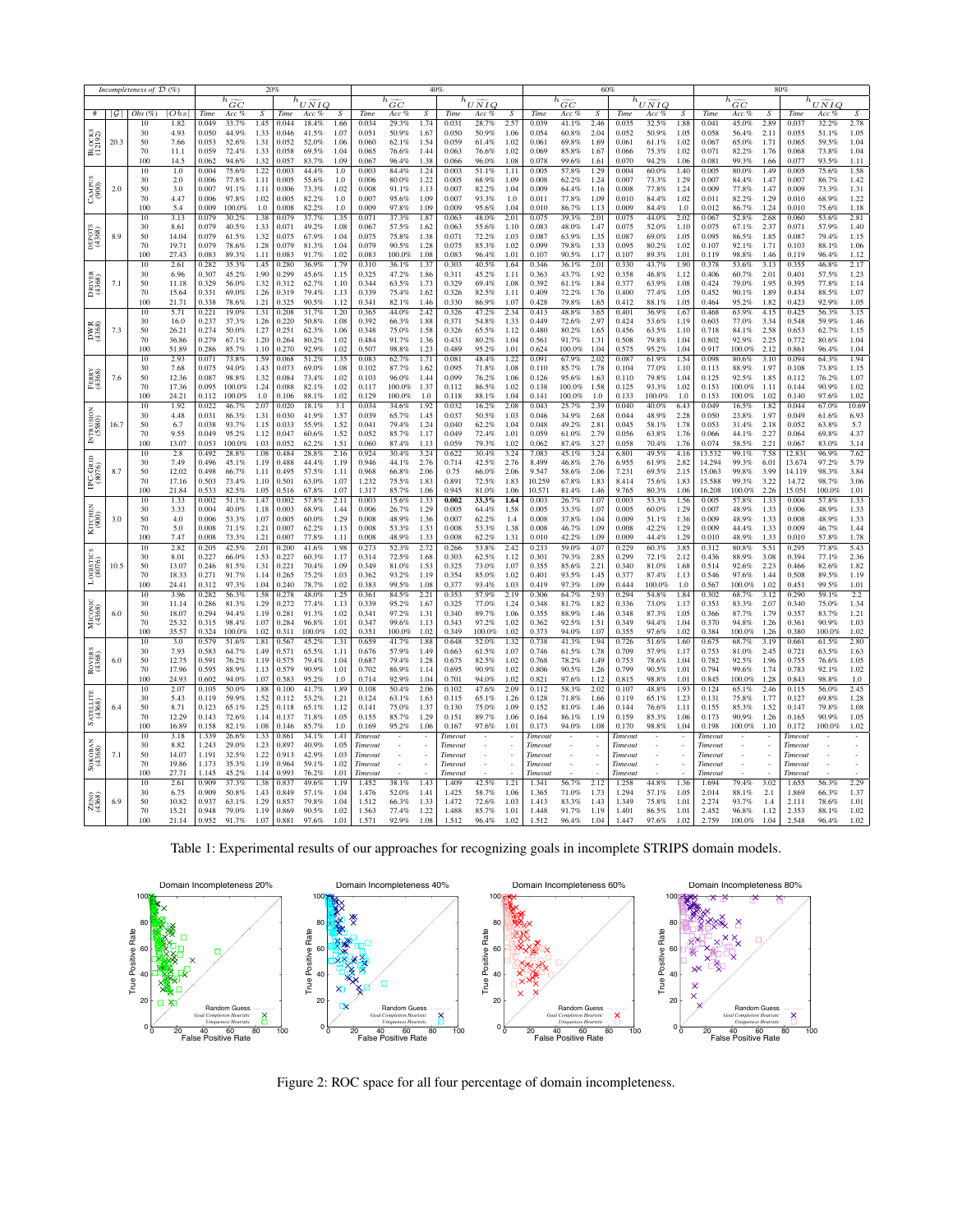| Incompleteness of $\mathcal{D}$ (%) | | | | 20% | | | | | | 40% | | | | | | 60% | | | | | | 80% | | | | | |
|---|---|---|---|---|---|---|---|---|---|---|---|---|---|---|---|---|---|---|---|---|---|---|---|---|---|---|---|
| | | | | $h_{\widetilde{GC}}$ | | | $h_{\widetilde{UNIQ}}$ | | | $h_{\widetilde{GC}}$ | | | $h_{\widetilde{UNIQ}}$ | | | $h_{\widetilde{GC}}$ | | | $h_{\widetilde{UNIQ}}$ | | | $h_{\widetilde{GC}}$ | | | $h_{\widetilde{UNIQ}}$ | | |
| # | $\|\mathcal{G}\|$ | Obs (%) | $\|O\|$ | Time | Acc % | S | Time | Acc % | S | Time | Acc % | S | Time | Acc % | S | Time | Acc % | S | Time | Acc % | S | Time | Acc % | S | Time | Acc % | S |
| BLOCKS (12192) | 20.3 | 10 | 1.82 | 0.049 | 33.7% | 1.45 | 0.044 | 18.4% | 1.66 | 0.034 | 29.3% | 1.74 | 0.031 | 28.7% | 2.57 | 0.039 | 41.1% | 2.46 | 0.035 | 32.5% | 1.88 | 0.041 | 45.0% | 2.89 | 0.037 | 32.2% | 2.78 |
| | | 30 | 4.93 | 0.050 | 44.9% | 1.33 | 0.046 | 41.5% | 1.07 | 0.051 | 50.9% | 1.67 | 0.050 | 50.9% | 1.06 | 0.054 | 60.8% | 2.04 | 0.052 | 50.9% | 1.05 | 0.058 | 56.4% | 2.11 | 0.055 | 51.1% | 1.05 |
| | | 50 | 7.66 | 0.053 | 52.6% | 1.31 | 0.052 | 52.0% | 1.06 | 0.060 | 62.1% | 1.54 | 0.059 | 61.4% | 1.02 | 0.061 | 69.8% | 1.69 | 0.061 | 61.1% | 1.02 | 0.067 | 65.0% | 1.71 | 0.065 | 59.5% | 1.04 |
| | | 70 | 11.1 | 0.059 | 72.4% | 1.33 | 0.058 | 69.5% | 1.04 | 0.065 | 76.6% | 1.42 | 0.063 | 76.6% | 1.02 | 0.069 | 85.8% | 1.67 | 0.066 | 75.3% | 1.02 | 0.071 | 82.2% | 1.76 | 0.068 | 73.8% | 1.04 |
| | | 100 | 14.5 | 0.062 | 94.6% | 1.32 | 0.057 | 83.7% | 1.09 | 0.067 | 96.4% | 1.38 | 0.066 | 96.0% | 1.08 | 0.078 | 99.6% | 1.61 | 0.070 | 94.2% | 1.06 | 0.081 | 99.3% | 1.66 | 0.077 | 93.5% | 1.11 |
| CAMPUS (900) | 2.0 | 10 | 1.0 | 0.004 | 75.6% | 1.22 | 0.003 | 44.4% | 1.0 | 0.003 | 84.4% | 1.24 | 0.003 | 51.1% | 1.11 | 0.005 | 57.8% | 1.29 | 0.004 | 60.0% | 1.40 | 0.005 | 80.0% | 1.49 | 0.005 | 75.6% | 1.58 |
| | | 30 | 2.0 | 0.006 | 77.8% | 1.11 | 0.005 | 55.6% | 1.0 | 0.006 | 80.0% | 1.22 | 0.005 | 68.9% | 1.09 | 0.008 | 62.2% | 1.24 | 0.007 | 73.3% | 1.29 | 0.007 | 84.4% | 1.47 | 0.007 | 86.7% | 1.42 |
| | | 50 | 3.0 | 0.007 | 91.1% | 1.11 | 0.006 | 73.3% | 1.02 | 0.008 | 91.1% | 1.13 | 0.007 | 82.2% | 1.04 | 0.009 | 64.4% | 1.16 | 0.008 | 77.8% | 1.24 | 0.009 | 77.8% | 1.47 | 0.009 | 73.3% | 1.31 |
| | | 70 | 4.47 | 0.006 | 97.8% | 1.02 | 0.005 | 82.2% | 1.0 | 0.007 | 95.6% | 1.09 | 0.007 | 93.3% | 1.0 | 0.011 | 77.8% | 1.09 | 0.010 | 84.4% | 1.02 | 0.011 | 82.2% | 1.29 | 0.010 | 68.9% | 1.22 |
| | | 100 | 5.4 | 0.009 | 100.0% | 1.0 | 0.008 | 82.2% | 1.0 | 0.009 | 97.8% | 1.09 | 0.009 | 95.6% | 1.04 | 0.010 | 86.7% | 1.13 | 0.009 | 84.4% | 1.0 | 0.012 | 86.7% | 1.24 | 0.010 | 75.6% | 1.18 |
| DEPOTS (4368) | 8.9 | 10 | 3.13 | 0.079 | 30.2% | 1.38 | 0.079 | 37.7% | 1.35 | 0.071 | 37.3% | 1.87 | 0.063 | 48.0% | 2.01 | 0.075 | 39.3% | 2.01 | 0.075 | 44.0% | 2.02 | 0.067 | 52.8% | 2.68 | 0.060 | 53.6% | 2.81 |
| | | 30 | 8.61 | 0.079 | 40.5% | 1.33 | 0.071 | 49.2% | 1.08 | 0.067 | 57.5% | 1.62 | 0.063 | 55.6% | 1.10 | 0.083 | 48.0% | 1.47 | 0.075 | 52.0% | 1.10 | 0.075 | 67.1% | 2.37 | 0.071 | 57.9% | 1.40 |
| | | 50 | 14.04 | 0.079 | 61.5% | 1.32 | 0.075 | 67.9% | 1.04 | 0.075 | 75.8% | 1.38 | 0.071 | 72.2% | 1.03 | 0.087 | 63.9% | 1.35 | 0.087 | 69.0% | 1.05 | 0.095 | 86.5% | 1.85 | 0.087 | 79.4% | 1.15 |
| | | 70 | 19.71 | 0.079 | 78.6% | 1.28 | 0.079 | 81.3% | 1.04 | 0.079 | 90.5% | 1.28 | 0.075 | 85.3% | 1.02 | 0.099 | 79.8% | 1.33 | 0.095 | 80.2% | 1.02 | 0.107 | 92.1% | 1.71 | 0.103 | 88.1% | 1.06 |
| | | 100 | 27.43 | 0.083 | 89.3% | 1.11 | 0.083 | 91.7% | 1.02 | 0.083 | 100.0% | 1.08 | 0.083 | 96.4% | 1.01 | 0.107 | 90.5% | 1.17 | 0.107 | 89.3% | 1.01 | 0.119 | 98.8% | 1.46 | 0.119 | 96.4% | 1.12 |
| DRIVER (4368) | 7.1 | 10 | 2.61 | 0.282 | 35.3% | 1.45 | 0.280 | 36.9% | 1.79 | 0.310 | 36.1% | 1.37 | 0.303 | 40.5% | 1.64 | 0.346 | 36.1% | 2.01 | 0.330 | 43.7% | 1.90 | 0.378 | 53.6% | 3.13 | 0.355 | 46.8% | 2.17 |
| | | 30 | 6.96 | 0.307 | 45.2% | 1.90 | 0.299 | 45.6% | 1.15 | 0.325 | 47.2% | 1.86 | 0.311 | 45.2% | 1.11 | 0.363 | 43.7% | 1.92 | 0.358 | 46.8% | 1.12 | 0.406 | 60.7% | 2.01 | 0.401 | 57.5% | 1.23 |
| | | 50 | 11.18 | 0.329 | 56.0% | 1.32 | 0.312 | 62.7% | 1.10 | 0.344 | 63.5% | 1.73 | 0.329 | 69.4% | 1.08 | 0.392 | 61.1% | 1.84 | 0.377 | 63.9% | 1.08 | 0.424 | 79.0% | 1.95 | 0.395 | 77.8% | 1.14 |
| | | 70 | 15.64 | 0.331 | 69.0% | 1.26 | 0.319 | 79.4% | 1.13 | 0.339 | 75.4% | 1.62 | 0.326 | 82.5% | 1.11 | 0.409 | 72.2% | 1.76 | 0.400 | 77.4% | 1.05 | 0.452 | 90.1% | 1.89 | 0.434 | 88.5% | 1.07 |
| | | 100 | 21.71 | 0.338 | 78.6% | 1.21 | 0.325 | 90.5% | 1.12 | 0.341 | 82.1% | 1.46 | 0.330 | 86.9% | 1.07 | 0.428 | 79.8% | 1.65 | 0.412 | 88.1% | 1.05 | 0.464 | 95.2% | 1.82 | 0.423 | 92.9% | 1.05 |
| DWR (4368) | 7.3 | 10 | 5.71 | 0.221 | 19.0% | 1.31 | 0.208 | 31.7% | 1.20 | 0.365 | 44.0% | 2.42 | 0.326 | 47.2% | 2.34 | 0.413 | 48.8% | 3.65 | 0.401 | 36.9% | 1.67 | 0.468 | 63.9% | 4.15 | 0.425 | 56.3% | 3.15 |
| | | 30 | 16.0 | 0.237 | 37.3% | 1.26 | 0.220 | 50.8% | 1.08 | 0.392 | 66.3% | 1.88 | 0.371 | 54.8% | 1.33 | 0.449 | 72.6% | 2.97 | 0.424 | 53.6% | 1.19 | 0.603 | 77.0% | 3.34 | 0.548 | 59.9% | 1.46 |
| | | 50 | 26.21 | 0.274 | 50.0% | 1.27 | 0.251 | 62.3% | 1.06 | 0.348 | 75.0% | 1.58 | 0.326 | 65.5% | 1.12 | 0.480 | 80.2% | 1.65 | 0.456 | 63.5% | 1.10 | 0.718 | 84.1% | 2.58 | 0.653 | 62.7% | 1.15 |
| | | 70 | 36.86 | 0.279 | 67.1% | 1.20 | 0.264 | 80.2% | 1.02 | 0.484 | 91.7% | 1.36 | 0.431 | 80.2% | 1.04 | 0.561 | 91.7% | 1.31 | 0.508 | 79.8% | 1.04 | 0.802 | 92.9% | 2.25 | 0.772 | 80.6% | 1.04 |
| | | 100 | 51.89 | 0.286 | 85.7% | 1.10 | 0.270 | 92.9% | 1.02 | 0.507 | 98.8% | 1.23 | 0.489 | 95.2% | 1.01 | 0.624 | 100.0% | 1.04 | 0.575 | 95.2% | 1.04 | 0.917 | 100.0% | 2.12 | 0.861 | 96.4% | 1.04 |
| FERRY (4368) | 7.6 | 10 | 2.93 | 0.071 | 73.8% | 1.59 | 0.068 | 51.2% | 1.35 | 0.083 | 62.7% | 1.71 | 0.081 | 48.4% | 1.22 | 0.091 | 67.9% | 2.02 | 0.087 | 61.9% | 1.54 | 0.098 | 80.6% | 3.10 | 0.094 | 64.3% | 1.94 |
| | | 30 | 7.68 | 0.075 | 94.0% | 1.43 | 0.073 | 69.0% | 1.08 | 0.102 | 87.7% | 1.62 | 0.095 | 71.8% | 1.08 | 0.110 | 85.7% | 1.78 | 0.104 | 77.0% | 1.10 | 0.113 | 88.9% | 1.97 | 0.108 | 73.8% | 1.15 |
| | | 50 | 12.36 | 0.087 | 98.8% | 1.32 | 0.084 | 73.4% | 1.02 | 0.103 | 99.6% | 1.44 | 0.099 | 76.2% | 1.04 | 0.126 | 95.6% | 1.63 | 0.110 | 79.8% | 1.04 | 0.125 | 92.5% | 1.85 | 0.112 | 76.2% | 1.07 |
| | | 70 | 17.36 | 0.095 | 100.0% | 1.24 | 0.088 | 82.1% | 1.02 | 0.117 | 100.0% | 1.37 | 0.112 | 86.5% | 1.02 | 0.138 | 100.0% | 1.58 | 0.125 | 93.3% | 1.02 | 0.153 | 100.0% | 1.11 | 0.144 | 90.9% | 1.02 |
| | | 100 | 24.21 | 0.112 | 100.0% | 1.0 | 0.106 | 88.1% | 1.02 | 0.129 | 100.0% | 1.0 | 0.118 | 88.1% | 1.04 | 0.141 | 100.0% | 1.0 | 0.133 | 100.0% | 1.0 | 0.153 | 100.0% | 1.02 | 0.140 | 97.6% | 1.02 |
| INTRUSION (5580) | 16.7 | 10 | 1.92 | 0.022 | 46.7% | 2.07 | 0.020 | 18.1% | 3.1 | 0.034 | 34.6% | 1.92 | 0.032 | 16.2% | 2.08 | 0.043 | 25.7% | 2.39 | 0.040 | 40.0% | 6.43 | 0.049 | 16.5% | 1.82 | 0.044 | 67.0% | 10.69 |
| | | 30 | 4.48 | 0.031 | 86.3% | 1.31 | 0.030 | 41.9% | 1.57 | 0.039 | 65.7% | 1.45 | 0.037 | 50.5% | 1.03 | 0.046 | 34.9% | 2.68 | 0.044 | 48.9% | 2.28 | 0.050 | 23.8% | 1.97 | 0.049 | 61.6% | 6.93 |
| | | 50 | 6.7 | 0.038 | 93.7% | 1.15 | 0.033 | 55.9% | 1.52 | 0.041 | 79.4% | 1.24 | 0.040 | 62.2% | 1.04 | 0.048 | 49.2% | 2.81 | 0.045 | 58.1% | 1.78 | 0.053 | 31.4% | 2.18 | 0.052 | 63.8% | 5.7 |
| | | 70 | 9.55 | 0.049 | 95.2% | 1.12 | 0.047 | 60.6% | 1.52 | 0.052 | 85.7% | 1.17 | 0.049 | 72.4% | 1.01 | 0.059 | 61.0% | 2.79 | 0.056 | 63.8% | 1.76 | 0.066 | 44.1% | 2.27 | 0.064 | 69.8% | 4.37 |
| | | 100 | 13.07 | 0.053 | 100.0% | 1.03 | 0.052 | 62.2% | 1.51 | 0.060 | 87.4% | 1.13 | 0.059 | 79.3% | 1.02 | 0.062 | 87.4% | 3.27 | 0.058 | 70.4% | 1.76 | 0.074 | 58.5% | 2.21 | 0.067 | 83.0% | 3.14 |
| IPC-GRID (8076) | 8.7 | 10 | 2.8 | 0.492 | 28.8% | 1.08 | 0.484 | 28.8% | 2.16 | 0.924 | 30.4% | 3.24 | 0.622 | 30.4% | 3.24 | 7.083 | 45.1% | 3.24 | 6.801 | 49.5% | 4.16 | 13.532 | 99.1% | 7.58 | 12.831 | 96.9% | 7.62 |
| | | 30 | 7.49 | 0.496 | 45.1% | 1.19 | 0.488 | 44.4% | 1.19 | 0.946 | 44.1% | 2.76 | 0.714 | 42.5% | 2.76 | 8.499 | 46.8% | 2.76 | 6.955 | 61.9% | 2.82 | 14.294 | 99.3% | 6.01 | 13.674 | 97.2% | 5.79 |
| | | 50 | 12.02 | 0.498 | 66.7% | 1.11 | 0.495 | 57.5% | 1.11 | 0.968 | 66.8% | 2.06 | 0.75 | 66.0% | 2.06 | 9.547 | 58.6% | 2.06 | 7.231 | 69.5% | 2.15 | 15.063 | 99.8% | 3.99 | 14.119 | 98.3% | 3.84 |
| | | 70 | 17.16 | 0.503 | 73.4% | 1.10 | 0.501 | 63.0% | 1.07 | 1.232 | 75.5% | 1.83 | 0.891 | 72.5% | 1.83 | 10.259 | 67.8% | 1.83 | 8.414 | 75.6% | 1.83 | 15.588 | 99.3% | 3.22 | 14.72 | 98.7% | 3.06 |
| | | 100 | 21.84 | 0.533 | 82.5% | 1.05 | 0.516 | 67.8% | 1.07 | 1.317 | 85.7% | 1.06 | 0.945 | 81.0% | 1.06 | 10.571 | 81.4% | 1.46 | 9.765 | 80.3% | 1.06 | 16.208 | 100.0% | 2.26 | 15.051 | 100.0% | 1.01 |
| KITCHEN (900) | 3.0 | 10 | 1.33 | 0.002 | 51.1% | 1.47 | 0.002 | 57.8% | 2.11 | 0.003 | 15.6% | 1.33 | **0.002** | **33.3%** | **1.64** | 0.003 | 26.7% | 1.07 | 0.003 | 53.3% | 1.56 | 0.005 | 57.8% | 1.33 | 0.004 | 57.8% | 1.33 |
| | | 30 | 3.33 | 0.004 | 40.0% | 1.18 | 0.003 | 68.9% | 1.44 | 0.006 | 26.7% | 1.29 | 0.005 | 64.4% | 1.58 | 0.005 | 33.3% | 1.07 | 0.005 | 60.0% | 1.29 | 0.007 | 48.9% | 1.33 | 0.006 | 48.9% | 1.33 |
| | | 50 | 4.0 | 0.006 | 53.3% | 1.07 | 0.005 | 60.0% | 1.29 | 0.008 | 48.9% | 1.36 | 0.007 | 62.2% | 1.4 | 0.008 | 37.8% | 1.04 | 0.009 | 51.1% | 1.36 | 0.009 | 48.9% | 1.33 | 0.008 | 48.9% | 1.33 |
| | | 70 | 5.0 | 0.008 | 71.1% | 1.21 | 0.007 | 62.2% | 1.13 | 0.008 | 53.3% | 1.33 | 0.008 | 53.3% | 1.38 | 0.008 | 46.7% | 1.09 | 0.008 | 42.2% | 1.29 | 0.009 | 44.4% | 1.33 | 0.009 | 46.7% | 1.44 |
| | | 100 | 7.47 | 0.008 | 77.8% | 1.11 | 0.008 | 77.8% | 1.11 | 0.008 | 48.9% | 1.36 | 0.008 | 62.2% | 1.31 | 0.010 | 42.2% | 1.09 | 0.009 | 44.4% | 1.29 | 0.010 | 48.9% | 1.33 | 0.010 | 57.8% | 1.78 |
| LOGISTICS (8076) | 10.5 | 10 | 2.82 | 0.205 | 42.5% | 2.01 | 0.200 | 41.6% | 1.98 | 0.273 | 52.3% | 2.72 | 0.266 | 53.8% | 2.42 | 0.233 | 59.0% | 4.07 | 0.229 | 60.3% | 3.85 | 0.312 | 80.8% | 5.51 | 0.295 | 77.8% | 5.43 |
| | | 30 | 8.01 | 0.227 | 66.0% | 1.53 | 0.227 | 60.3% | 1.17 | 0.314 | 72.5% | 1.68 | 0.303 | 62.5% | 1.12 | 0.301 | 79.3% | 2.85 | 0.299 | 72.1% | 2.12 | 0.436 | 88.9% | 3.08 | 0.394 | 77.1% | 2.36 |
| | | 50 | 13.07 | 0.246 | 81.5% | 1.31 | 0.221 | 70.4% | 1.09 | 0.349 | 81.0% | 1.53 | 0.325 | 73.0% | 1.07 | 0.355 | 85.6% | 2.21 | 0.340 | 81.0% | 1.68 | 0.514 | 92.6% | 2.23 | 0.466 | 82.6% | 1.82 |
| | | 70 | 18.33 | 0.271 | 91.7% | 1.14 | 0.265 | 75.2% | 1.03 | 0.362 | 93.2% | 1.19 | 0.354 | 85.0% | 1.02 | 0.401 | 93.5% | 1.45 | 0.377 | 87.4% | 1.13 | 0.546 | 97.6% | 1.44 | 0.508 | 89.5% | 1.19 |
| | | 100 | 24.41 | 0.312 | 97.3% | 1.04 | 0.240 | 78.7% | 1.02 | 0.383 | 99.5% | 1.08 | 0.377 | 93.4% | 1.03 | 0.419 | 97.3% | 1.09 | 0.444 | 100.0% | 1.0 | 0.567 | 100.0% | 1.02 | 0.451 | 99.5% | 1.01 |
| MICONIC (4368) | 6.0 | 10 | 3.96 | 0.282 | 56.3% | 1.58 | 0.278 | 48.0% | 1.25 | 0.361 | 84.5% | 2.21 | 0.353 | 57.9% | 2.19 | 0.306 | 64.7% | 2.93 | 0.294 | 54.8% | 1.84 | 0.302 | 68.7% | 3.12 | 0.290 | 59.1% | 2.2 |
| | | 30 | 11.14 | 0.286 | 81.3% | 1.29 | 0.272 | 77.4% | 1.13 | 0.339 | 95.2% | 1.67 | 0.325 | 77.0% | 1.24 | 0.348 | 81.7% | 1.82 | 0.336 | 73.0% | 1.17 | 0.353 | 83.3% | 2.07 | 0.340 | 75.0% | 1.34 |
| | | 50 | 18.07 | 0.294 | 94.4% | 1.19 | 0.281 | 91.3% | 1.02 | 0.341 | 97.2% | 1.31 | 0.340 | 89.7% | 1.06 | 0.355 | 88.9% | 1.46 | 0.348 | 87.3% | 1.05 | 0.366 | 87.7% | 1.79 | 0.357 | 83.7% | 1.21 |
| | | 70 | 25.32 | 0.315 | 98.4% | 1.07 | 0.284 | 96.8% | 1.01 | 0.347 | 99.6% | 1.13 | 0.343 | 97.2% | 1.02 | 0.362 | 92.5% | 1.51 | 0.349 | 94.4% | 1.04 | 0.370 | 94.8% | 1.26 | 0.361 | 90.9% | 1.03 |
| | | 100 | 35.57 | 0.324 | 100.0% | 1.02 | 0.311 | 100.0% | 1.02 | 0.351 | 100.0% | 1.02 | 0.349 | 100.0% | 1.02 | 0.373 | 94.0% | 1.07 | 0.355 | 97.6% | 1.02 | 0.384 | 100.0% | 1.26 | 0.380 | 100.0% | 1.02 |
| ROVERS (4368) | 6.0 | 10 | 3.0 | 0.579 | 51.6% | 1.81 | 0.567 | 45.2% | 1.31 | 0.659 | 41.7% | 1.88 | 0.648 | 52.0% | 1.32 | 0.738 | 41.3% | 1.94 | 0.726 | 51.6% | 1.60 | 0.675 | 68.7% | 3.19 | 0.661 | 61.5% | 2.80 |
| | | 30 | 7.93 | 0.583 | 64.7% | 1.49 | 0.571 | 65.5% | 1.11 | 0.676 | 57.9% | 1.49 | 0.663 | 61.5% | 1.07 | 0.746 | 61.5% | 1.78 | 0.709 | 57.9% | 1.17 | 0.753 | 81.0% | 2.45 | 0.721 | 63.5% | 1.63 |
| | | 50 | 12.75 | 0.591 | 76.2% | 1.19 | 0.575 | 79.4% | 1.04 | 0.687 | 79.4% | 1.28 | 0.675 | 82.5% | 1.02 | 0.768 | 78.2% | 1.49 | 0.753 | 78.6% | 1.04 | 0.782 | 92.5% | 1.96 | 0.755 | 76.6% | 1.05 |
| | | 70 | 17.96 | 0.595 | 88.9% | 1.13 | 0.579 | 90.9% | 1.01 | 0.702 | 86.9% | 1.14 | 0.695 | 90.9% | 1.02 | 0.806 | 90.5% | 1.26 | 0.799 | 90.5% | 1.01 | 0.794 | 99.6% | 1.74 | 0.783 | 92.1% | 1.02 |
| | | 100 | 24.93 | 0.602 | 94.0% | 1.07 | 0.583 | 95.2% | 1.0 | 0.714 | 92.9% | 1.04 | 0.701 | 94.0% | 1.02 | 0.821 | 97.6% | 1.12 | 0.815 | 98.8% | 1.01 | 0.845 | 100.0% | 1.28 | 0.843 | 98.8% | 1.0 |
| SATELLITE (4368) | 6.4 | 10 | 2.07 | 0.105 | 50.0% | 1.88 | 0.100 | 41.7% | 1.89 | 0.108 | 50.4% | 2.06 | 0.102 | 47.6% | 2.09 | 0.112 | 58.3% | 2.02 | 0.107 | 48.8% | 1.93 | 0.124 | 65.1% | 2.46 | 0.115 | 56.0% | 2.45 |
| | | 30 | 5.43 | 0.119 | 59.9% | 1.52 | 0.112 | 53.2% | 1.21 | 0.124 | 63.1% | 1.63 | 0.115 | 65.1% | 1.26 | 0.128 | 71.8% | 1.66 | 0.119 | 65.1% | 1.23 | 0.131 | 75.8% | 1.77 | 0.127 | 69.8% | 1.28 |
| | | 50 | 8.71 | 0.123 | 65.1% | 1.25 | 0.118 | 65.1% | 1.12 | 0.141 | 75.0% | 1.37 | 0.130 | 75.0% | 1.09 | 0.152 | 81.0% | 1.46 | 0.144 | 76.6% | 1.11 | 0.155 | 85.3% | 1.52 | 0.147 | 79.8% | 1.08 |
| | | 70 | 12.29 | 0.143 | 72.6% | 1.14 | 0.137 | 71.8% | 1.05 | 0.155 | 85.7% | 1.29 | 0.151 | 89.7% | 1.06 | 0.164 | 86.1% | 1.19 | 0.159 | 85.3% | 1.06 | 0.173 | 90.9% | 1.26 | 0.165 | 90.9% | 1.05 |
| | | 100 | 16.89 | 0.158 | 82.1% | 1.08 | 0.146 | 85.7% | 1.0 | 0.169 | 95.2% | 1.06 | 0.167 | 97.6% | 1.01 | 0.173 | 94.0% | 1.08 | 0.170 | 98.8% | 1.04 | 0.198 | 100.0% | 1.10 | 0.172 | 100.0% | 1.02 |
| SOKOBAN (4368) | 7.1 | 10 | 3.18 | 1.339 | 26.6% | 1.33 | 0.861 | 34.1% | 1.41 | *Timeout* | - | - | *Timeout* | - | - | *Timeout* | - | - | *Timeout* | - | - | *Timeout* | - | - | *Timeout* | - | - |
| | | 30 | 8.82 | 1.243 | 29.6% | 1.23 | 0.897 | 40.9% | 1.05 | *Timeout* | - | - | *Timeout* | - | - | *Timeout* | - | - | *Timeout* | - | - | *Timeout* | - | - | *Timeout* | - | - |
| | | 50 | 14.07 | 1.191 | 32.5% | 1.22 | 0.913 | 42.9% | 1.03 | *Timeout* | - | - | *Timeout* | - | - | *Timeout* | - | - | *Timeout* | - | - | *Timeout* | - | - | *Timeout* | - | - |
| | | 70 | 19.86 | 1.173 | 35.3% | 1.19 | 0.964 | 59.1% | 1.02 | *Timeout* | - | - | *Timeout* | - | - | *Timeout* | - | - | *Timeout* | - | - | *Timeout* | - | - | *Timeout* | - | - |
| | | 100 | 27.71 | 1.145 | 45.2% | 1.14 | 0.993 | 76.2% | 1.01 | *Timeout* | - | - | *Timeout* | - | - | *Timeout* | - | - | *Timeout* | - | - | *Timeout* | - | - | *Timeout* | - | - |
| ZENO (4368) | 6.9 | 10 | 2.61 | 0.909 | 37.3% | 1.38 | 0.837 | 49.6% | 1.19 | 1.452 | 38.1% | 1.43 | 1.409 | 42.5% | 1.21 | 1.341 | 56.7% | 2.12 | 1.258 | 44.8% | 1.36 | 1.694 | 79.4% | 3.02 | 1.655 | 56.3% | 2.29 |
| | | 30 | 6.75 | 0.909 | 50.8% | 1.43 | 0.849 | 57.1% | 1.04 | 1.476 | 52.0% | 1.41 | 1.425 | 58.7% | 1.06 | 1.365 | 71.0% | 1.73 | 1.294 | 57.1% | 1.05 | 2.014 | 88.1% | 2.1 | 1.869 | 66.3% | 1.37 |
| | | 50 | 10.82 | 0.937 | 63.1% | 1.29 | 0.857 | 79.8% | 1.04 | 1.512 | 66.3% | 1.33 | 1.472 | 72.6% | 1.03 | 1.413 | 83.3% | 1.43 | 1.349 | 75.8% | 1.01 | 2.274 | 93.7% | 1.4 | 2.111 | 78.6% | 1.01 |
| | | 70 | 15.21 | 0.948 | 79.0% | 1.19 | 0.869 | 90.5% | 1.02 | 1.563 | 77.4% | 1.22 | 1.488 | 85.7% | 1.01 | 1.448 | 91.7% | 1.19 | 1.401 | 86.5% | 1.01 | 2.452 | 96.8% | 1.12 | 2.353 | 88.1% | 1.02 |
| | | 100 | 21.14 | 0.952 | 91.7% | 1.07 | 0.881 | 97.6% | 1.01 | 1.571 | 92.9% | 1.08 | 1.512 | 96.4% | 1.02 | 1.512 | 96.4% | 1.04 | 1.447 | 97.6% | 1.02 | 2.759 | 100.0% | 1.04 | 2.548 | 96.4% | 1.02 |

Table 1: Experimental results of our approaches for recognizing goals in incomplete STRIPS domain models.

Figure 2: ROC space for all four percentage of domain incompleteness.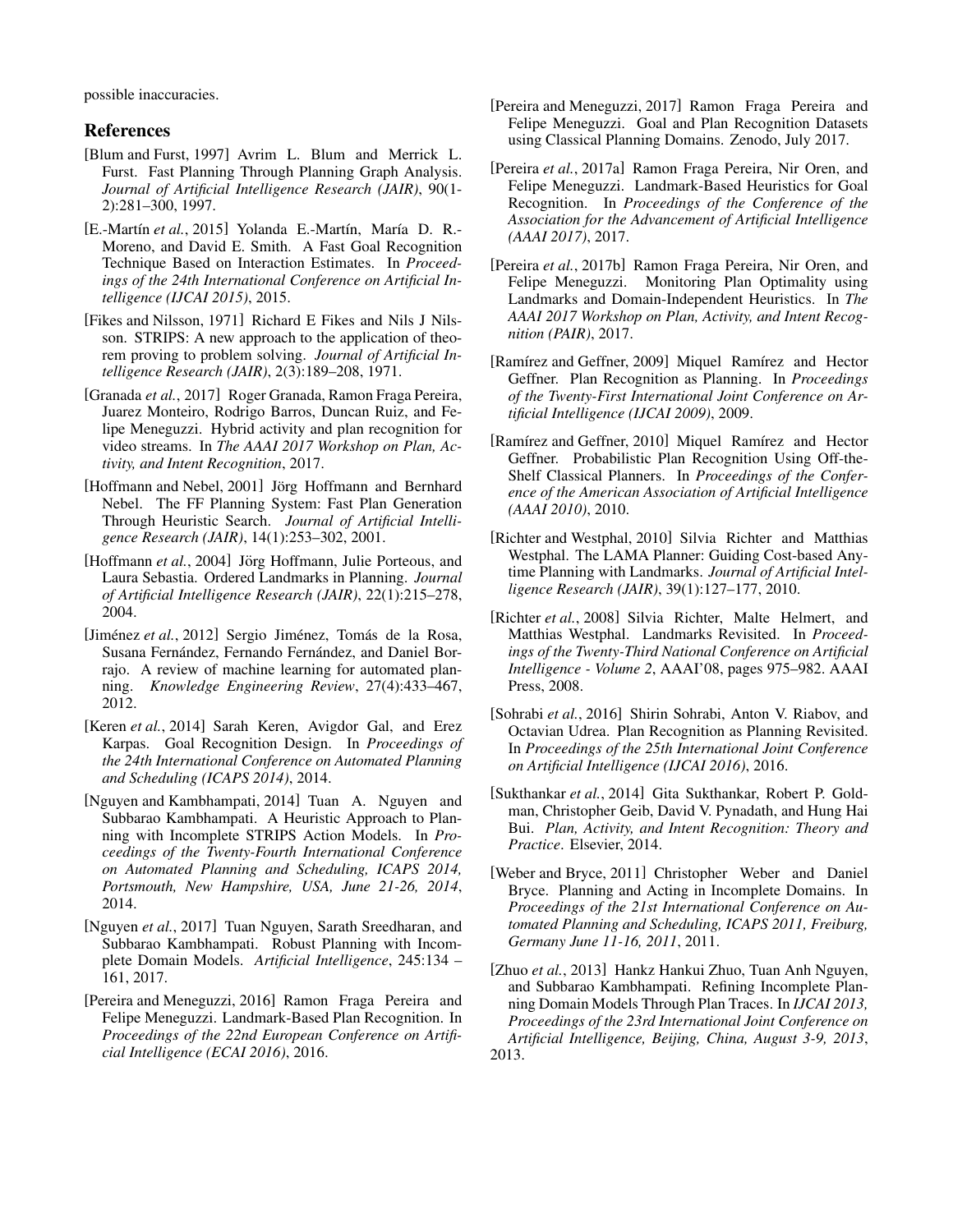possible inaccuracies.

## References

[Blum and Furst, 1997] Avrim L. Blum and Merrick L. Furst. Fast Planning Through Planning Graph Analysis. *Journal of Artificial Intelligence Research (JAIR)*, 90(1-2):281–300, 1997.

[E.-Martín *et al.*, 2015] Yolanda E.-Martín, María D. R.-Moreno, and David E. Smith. A Fast Goal Recognition Technique Based on Interaction Estimates. In *Proceedings of the 24th International Conference on Artificial Intelligence (IJCAI 2015)*, 2015.

[Fikes and Nilsson, 1971] Richard E Fikes and Nils J Nilsson. STRIPS: A new approach to the application of theorem proving to problem solving. *Journal of Artificial Intelligence Research (JAIR)*, 2(3):189–208, 1971.

[Granada *et al.*, 2017] Roger Granada, Ramon Fraga Pereira, Juarez Monteiro, Rodrigo Barros, Duncan Ruiz, and Felipe Meneguzzi. Hybrid activity and plan recognition for video streams. In *The AAAI 2017 Workshop on Plan, Activity, and Intent Recognition*, 2017.

[Hoffmann and Nebel, 2001] Jörg Hoffmann and Bernhard Nebel. The FF Planning System: Fast Plan Generation Through Heuristic Search. *Journal of Artificial Intelligence Research (JAIR)*, 14(1):253–302, 2001.

[Hoffmann *et al.*, 2004] Jörg Hoffmann, Julie Porteous, and Laura Sebastia. Ordered Landmarks in Planning. *Journal of Artificial Intelligence Research (JAIR)*, 22(1):215–278, 2004.

[Jiménez *et al.*, 2012] Sergio Jiménez, Tomás de la Rosa, Susana Fernández, Fernando Fernández, and Daniel Borrajo. A review of machine learning for automated planning. *Knowledge Engineering Review*, 27(4):433–467, 2012.

[Keren *et al.*, 2014] Sarah Keren, Avigdor Gal, and Erez Karpas. Goal Recognition Design. In *Proceedings of the 24th International Conference on Automated Planning and Scheduling (ICAPS 2014)*, 2014.

[Nguyen and Kambhampati, 2014] Tuan A. Nguyen and Subbarao Kambhampati. A Heuristic Approach to Planning with Incomplete STRIPS Action Models. In *Proceedings of the Twenty-Fourth International Conference on Automated Planning and Scheduling, ICAPS 2014, Portsmouth, New Hampshire, USA, June 21-26, 2014*, 2014.

[Nguyen *et al.*, 2017] Tuan Nguyen, Sarath Sreedharan, and Subbarao Kambhampati. Robust Planning with Incomplete Domain Models. *Artificial Intelligence*, 245:134 – 161, 2017.

[Pereira and Meneguzzi, 2016] Ramon Fraga Pereira and Felipe Meneguzzi. Landmark-Based Plan Recognition. In *Proceedings of the 22nd European Conference on Artificial Intelligence (ECAI 2016)*, 2016.

[Pereira and Meneguzzi, 2017] Ramon Fraga Pereira and Felipe Meneguzzi. Goal and Plan Recognition Datasets using Classical Planning Domains. Zenodo, July 2017.

[Pereira *et al.*, 2017a] Ramon Fraga Pereira, Nir Oren, and Felipe Meneguzzi. Landmark-Based Heuristics for Goal Recognition. In *Proceedings of the Conference of the Association for the Advancement of Artificial Intelligence (AAAI 2017)*, 2017.

[Pereira *et al.*, 2017b] Ramon Fraga Pereira, Nir Oren, and Felipe Meneguzzi. Monitoring Plan Optimality using Landmarks and Domain-Independent Heuristics. In *The AAAI 2017 Workshop on Plan, Activity, and Intent Recognition (PAIR)*, 2017.

[Ramírez and Geffner, 2009] Miquel Ramírez and Hector Geffner. Plan Recognition as Planning. In *Proceedings of the Twenty-First International Joint Conference on Artificial Intelligence (IJCAI 2009)*, 2009.

[Ramírez and Geffner, 2010] Miquel Ramírez and Hector Geffner. Probabilistic Plan Recognition Using Off-the-Shelf Classical Planners. In *Proceedings of the Conference of the American Association of Artificial Intelligence (AAAI 2010)*, 2010.

[Richter and Westphal, 2010] Silvia Richter and Matthias Westphal. The LAMA Planner: Guiding Cost-based Anytime Planning with Landmarks. *Journal of Artificial Intelligence Research (JAIR)*, 39(1):127–177, 2010.

[Richter *et al.*, 2008] Silvia Richter, Malte Helmert, and Matthias Westphal. Landmarks Revisited. In *Proceedings of the Twenty-Third National Conference on Artificial Intelligence - Volume 2*, AAAI'08, pages 975–982. AAAI Press, 2008.

[Sohrabi *et al.*, 2016] Shirin Sohrabi, Anton V. Riabov, and Octavian Udrea. Plan Recognition as Planning Revisited. In *Proceedings of the 25th International Joint Conference on Artificial Intelligence (IJCAI 2016)*, 2016.

[Sukthankar *et al.*, 2014] Gita Sukthankar, Robert P. Goldman, Christopher Geib, David V. Pynadath, and Hung Hai Bui. *Plan, Activity, and Intent Recognition: Theory and Practice*. Elsevier, 2014.

[Weber and Bryce, 2011] Christopher Weber and Daniel Bryce. Planning and Acting in Incomplete Domains. In *Proceedings of the 21st International Conference on Automated Planning and Scheduling, ICAPS 2011, Freiburg, Germany June 11-16, 2011*, 2011.

[Zhuo *et al.*, 2013] Hankz Hankui Zhuo, Tuan Anh Nguyen, and Subbarao Kambhampati. Refining Incomplete Planning Domain Models Through Plan Traces. In *IJCAI 2013, Proceedings of the 23rd International Joint Conference on Artificial Intelligence, Beijing, China, August 3-9, 2013*, 2013.